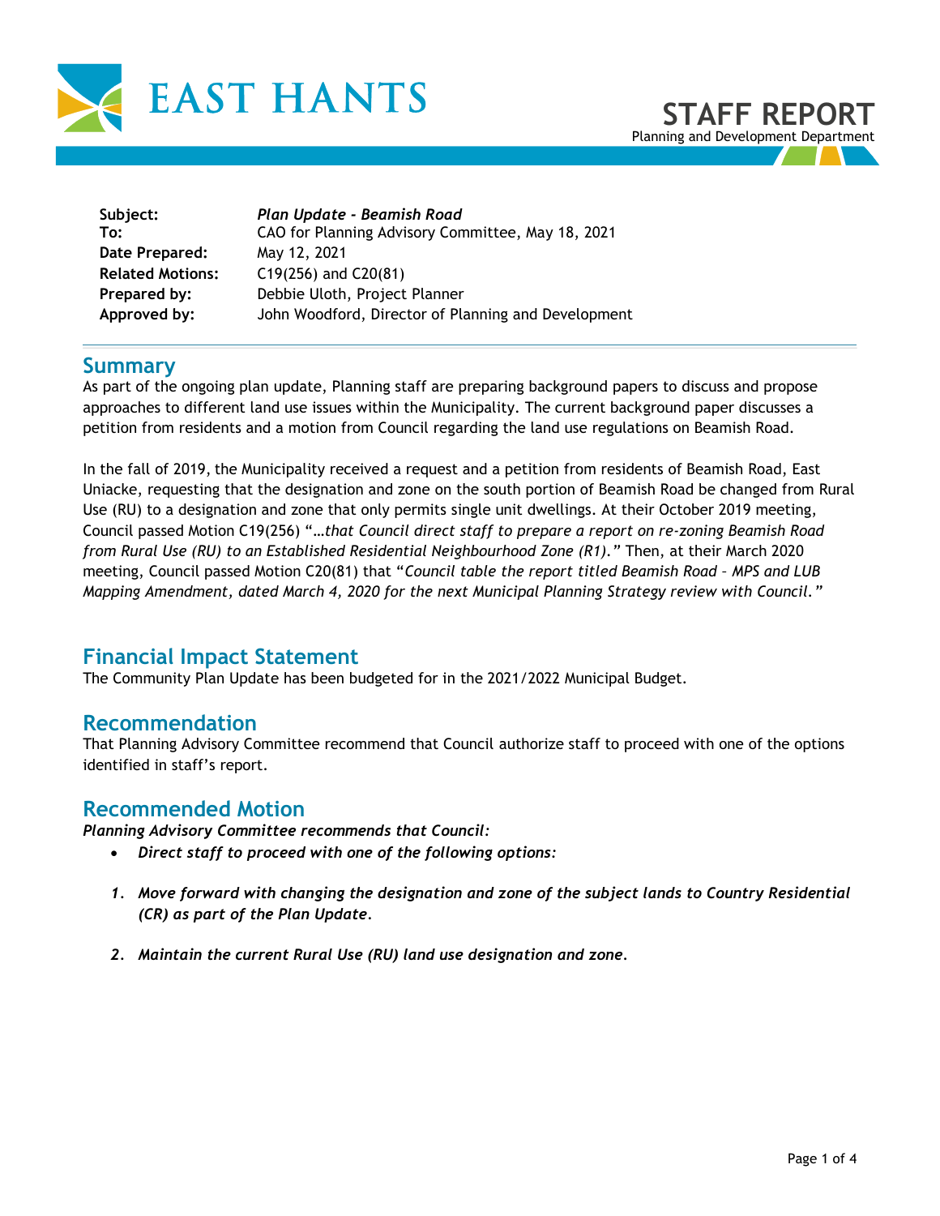EAST HANTS

# STAFF REPORT

Planning and Development Department

| | |
|---|---|
| **Subject:** | ***Plan Update - Beamish Road*** |
| **To:** | CAO for Planning Advisory Committee, May 18, 2021 |
| **Date Prepared:** | May 12, 2021 |
| **Related Motions:** | C19(256) and C20(81) |
| **Prepared by:** | Debbie Uloth, Project Planner |
| **Approved by:** | John Woodford, Director of Planning and Development |

## Summary

As part of the ongoing plan update, Planning staff are preparing background papers to discuss and propose approaches to different land use issues within the Municipality. The current background paper discusses a petition from residents and a motion from Council regarding the land use regulations on Beamish Road.

In the fall of 2019, the Municipality received a request and a petition from residents of Beamish Road, East Uniacke, requesting that the designation and zone on the south portion of Beamish Road be changed from Rural Use (RU) to a designation and zone that only permits single unit dwellings. At their October 2019 meeting, Council passed Motion C19(256) "*…that Council direct staff to prepare a report on re-zoning Beamish Road from Rural Use (RU) to an Established Residential Neighbourhood Zone (R1).*" Then, at their March 2020 meeting, Council passed Motion C20(81) that "*Council table the report titled Beamish Road – MPS and LUB Mapping Amendment, dated March 4, 2020 for the next Municipal Planning Strategy review with Council.*"

## Financial Impact Statement

The Community Plan Update has been budgeted for in the 2021/2022 Municipal Budget.

## Recommendation

That Planning Advisory Committee recommend that Council authorize staff to proceed with one of the options identified in staff's report.

## Recommended Motion

***Planning Advisory Committee recommends that Council:***

- ***Direct staff to proceed with one of the following options:***

1. ***Move forward with changing the designation and zone of the subject lands to Country Residential (CR) as part of the Plan Update.***

2. ***Maintain the current Rural Use (RU) land use designation and zone.***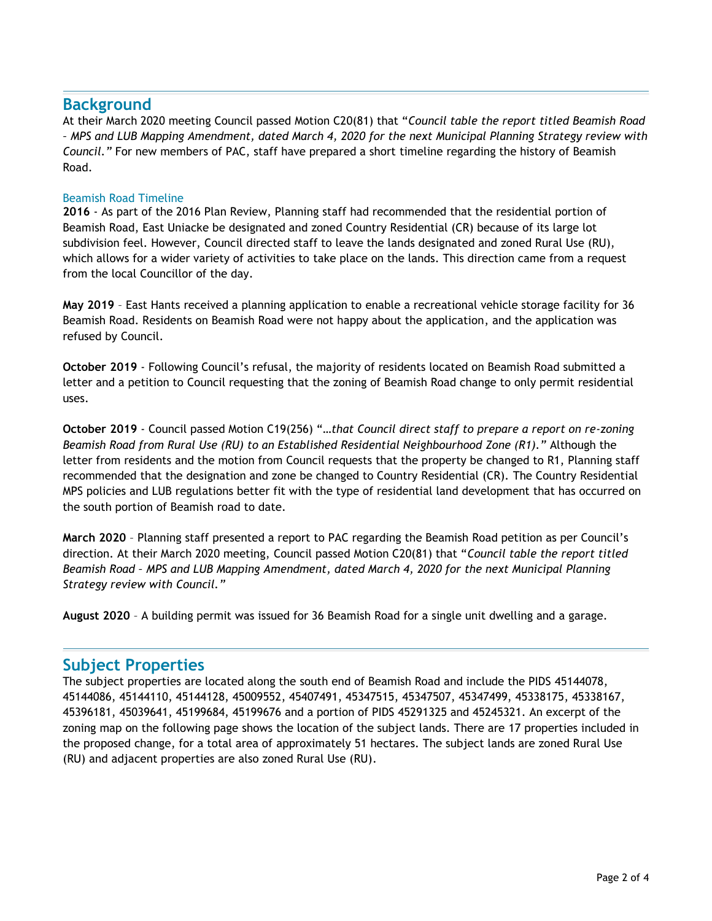## Background

At their March 2020 meeting Council passed Motion C20(81) that "*Council table the report titled Beamish Road – MPS and LUB Mapping Amendment, dated March 4, 2020 for the next Municipal Planning Strategy review with Council.*" For new members of PAC, staff have prepared a short timeline regarding the history of Beamish Road.

### Beamish Road Timeline

**2016** - As part of the 2016 Plan Review, Planning staff had recommended that the residential portion of Beamish Road, East Uniacke be designated and zoned Country Residential (CR) because of its large lot subdivision feel. However, Council directed staff to leave the lands designated and zoned Rural Use (RU), which allows for a wider variety of activities to take place on the lands. This direction came from a request from the local Councillor of the day.

**May 2019** – East Hants received a planning application to enable a recreational vehicle storage facility for 36 Beamish Road. Residents on Beamish Road were not happy about the application, and the application was refused by Council.

**October 2019** - Following Council's refusal, the majority of residents located on Beamish Road submitted a letter and a petition to Council requesting that the zoning of Beamish Road change to only permit residential uses.

**October 2019** - Council passed Motion C19(256) "*…that Council direct staff to prepare a report on re-zoning Beamish Road from Rural Use (RU) to an Established Residential Neighbourhood Zone (R1).*" Although the letter from residents and the motion from Council requests that the property be changed to R1, Planning staff recommended that the designation and zone be changed to Country Residential (CR). The Country Residential MPS policies and LUB regulations better fit with the type of residential land development that has occurred on the south portion of Beamish road to date.

**March 2020** – Planning staff presented a report to PAC regarding the Beamish Road petition as per Council's direction. At their March 2020 meeting, Council passed Motion C20(81) that "*Council table the report titled Beamish Road – MPS and LUB Mapping Amendment, dated March 4, 2020 for the next Municipal Planning Strategy review with Council.*"

**August 2020** – A building permit was issued for 36 Beamish Road for a single unit dwelling and a garage.

## Subject Properties

The subject properties are located along the south end of Beamish Road and include the PIDS 45144078, 45144086, 45144110, 45144128, 45009552, 45407491, 45347515, 45347507, 45347499, 45338175, 45338167, 45396181, 45039641, 45199684, 45199676 and a portion of PIDS 45291325 and 45245321. An excerpt of the zoning map on the following page shows the location of the subject lands. There are 17 properties included in the proposed change, for a total area of approximately 51 hectares. The subject lands are zoned Rural Use (RU) and adjacent properties are also zoned Rural Use (RU).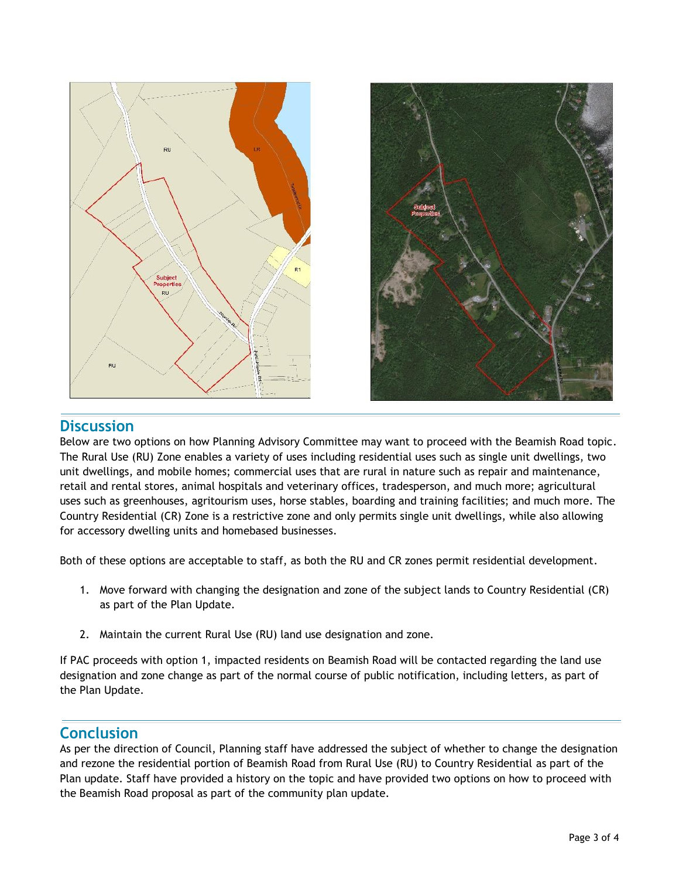## Discussion

Below are two options on how Planning Advisory Committee may want to proceed with the Beamish Road topic. The Rural Use (RU) Zone enables a variety of uses including residential uses such as single unit dwellings, two unit dwellings, and mobile homes; commercial uses that are rural in nature such as repair and maintenance, retail and rental stores, animal hospitals and veterinary offices, tradesperson, and much more; agricultural uses such as greenhouses, agritourism uses, horse stables, boarding and training facilities; and much more. The Country Residential (CR) Zone is a restrictive zone and only permits single unit dwellings, while also allowing for accessory dwelling units and homebased businesses.

Both of these options are acceptable to staff, as both the RU and CR zones permit residential development.

1. Move forward with changing the designation and zone of the subject lands to Country Residential (CR) as part of the Plan Update.
2. Maintain the current Rural Use (RU) land use designation and zone.

If PAC proceeds with option 1, impacted residents on Beamish Road will be contacted regarding the land use designation and zone change as part of the normal course of public notification, including letters, as part of the Plan Update.

## Conclusion

As per the direction of Council, Planning staff have addressed the subject of whether to change the designation and rezone the residential portion of Beamish Road from Rural Use (RU) to Country Residential as part of the Plan update. Staff have provided a history on the topic and have provided two options on how to proceed with the Beamish Road proposal as part of the community plan update.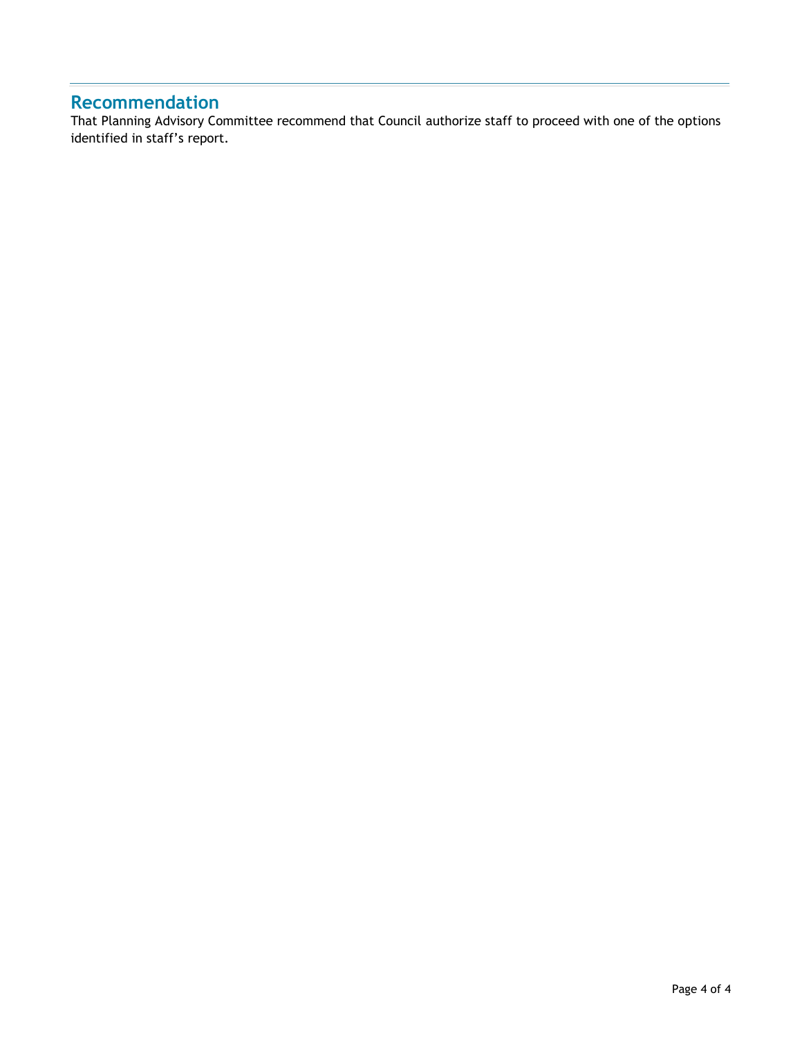## Recommendation

That Planning Advisory Committee recommend that Council authorize staff to proceed with one of the options identified in staff's report.